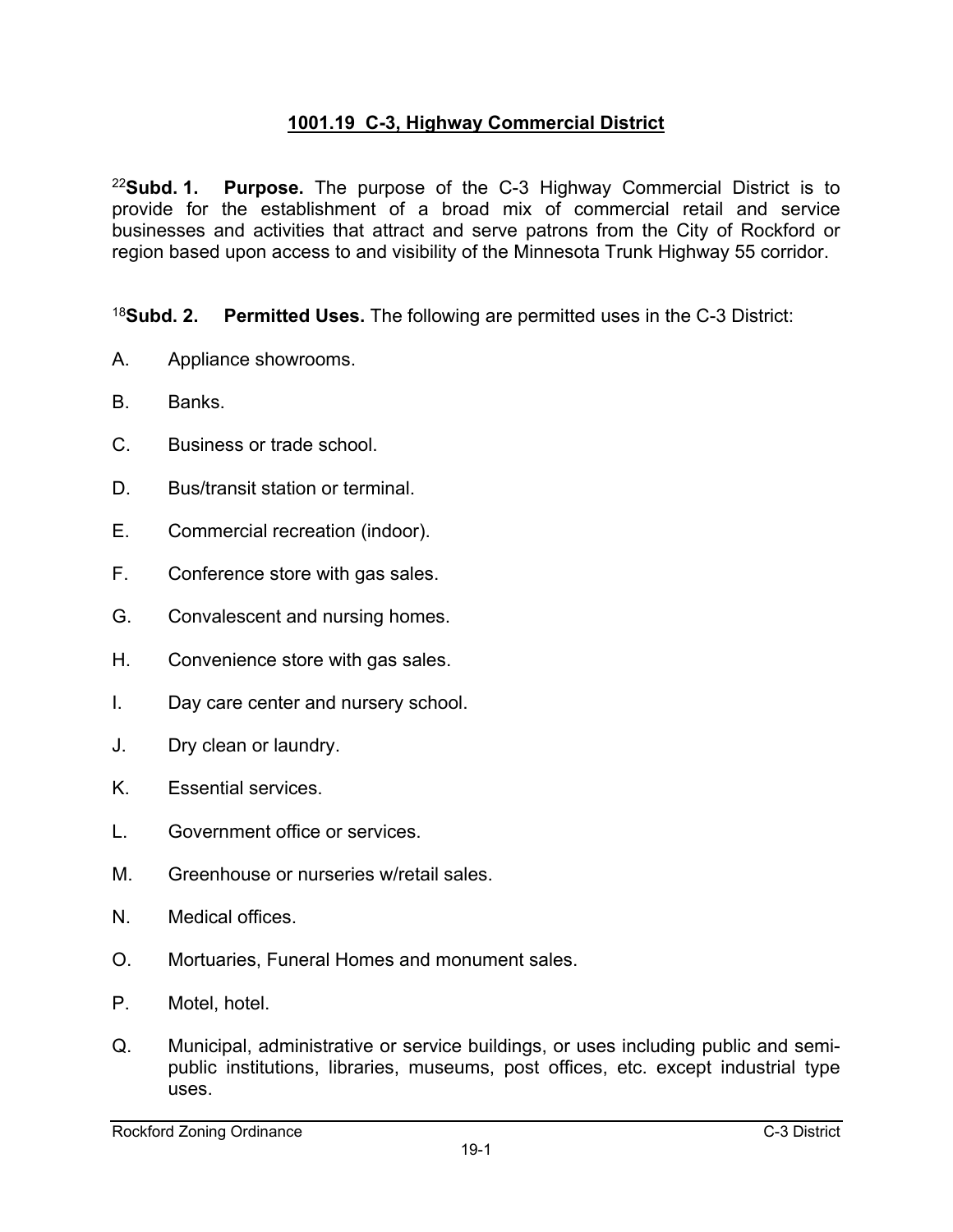# 1001.19 C-3, Highway Commercial District

[22]**Subd. 1. Purpose.** The purpose of the C-3 Highway Commercial District is to provide for the establishment of a broad mix of commercial retail and service businesses and activities that attract and serve patrons from the City of Rockford or region based upon access to and visibility of the Minnesota Trunk Highway 55 corridor.

[18]**Subd. 2. Permitted Uses.** The following are permitted uses in the C-3 District:

A. Appliance showrooms.

B. Banks.

C. Business or trade school.

D. Bus/transit station or terminal.

E. Commercial recreation (indoor).

F. Conference store with gas sales.

G. Convalescent and nursing homes.

H. Convenience store with gas sales.

I. Day care center and nursery school.

J. Dry clean or laundry.

K. Essential services.

L. Government office or services.

M. Greenhouse or nurseries w/retail sales.

N. Medical offices.

O. Mortuaries, Funeral Homes and monument sales.

P. Motel, hotel.

Q. Municipal, administrative or service buildings, or uses including public and semi-public institutions, libraries, museums, post offices, etc. except industrial type uses.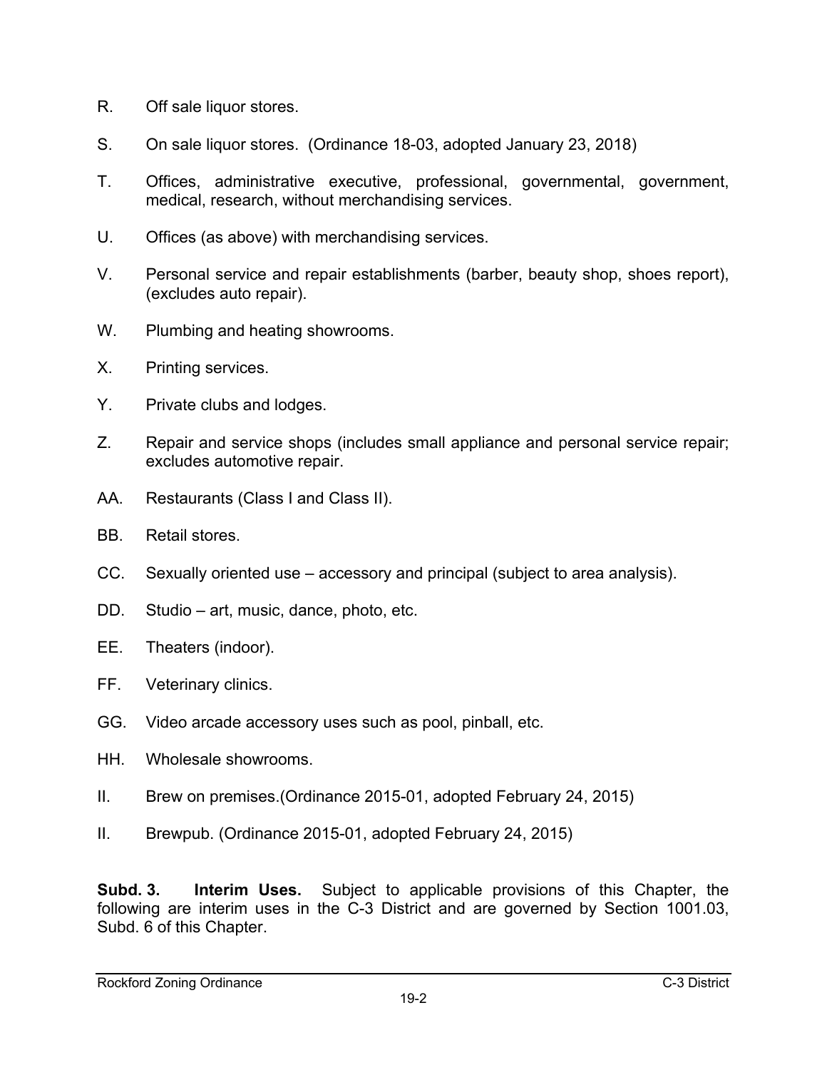R. Off sale liquor stores.

S. On sale liquor stores. (Ordinance 18-03, adopted January 23, 2018)

T. Offices, administrative executive, professional, governmental, government, medical, research, without merchandising services.

U. Offices (as above) with merchandising services.

V. Personal service and repair establishments (barber, beauty shop, shoes report), (excludes auto repair).

W. Plumbing and heating showrooms.

X. Printing services.

Y. Private clubs and lodges.

Z. Repair and service shops (includes small appliance and personal service repair; excludes automotive repair.

AA. Restaurants (Class I and Class II).

BB. Retail stores.

CC. Sexually oriented use – accessory and principal (subject to area analysis).

DD. Studio – art, music, dance, photo, etc.

EE. Theaters (indoor).

FF. Veterinary clinics.

GG. Video arcade accessory uses such as pool, pinball, etc.

HH. Wholesale showrooms.

II. Brew on premises.(Ordinance 2015-01, adopted February 24, 2015)

II. Brewpub. (Ordinance 2015-01, adopted February 24, 2015)

**Subd. 3. Interim Uses.** Subject to applicable provisions of this Chapter, the following are interim uses in the C-3 District and are governed by Section 1001.03, Subd. 6 of this Chapter.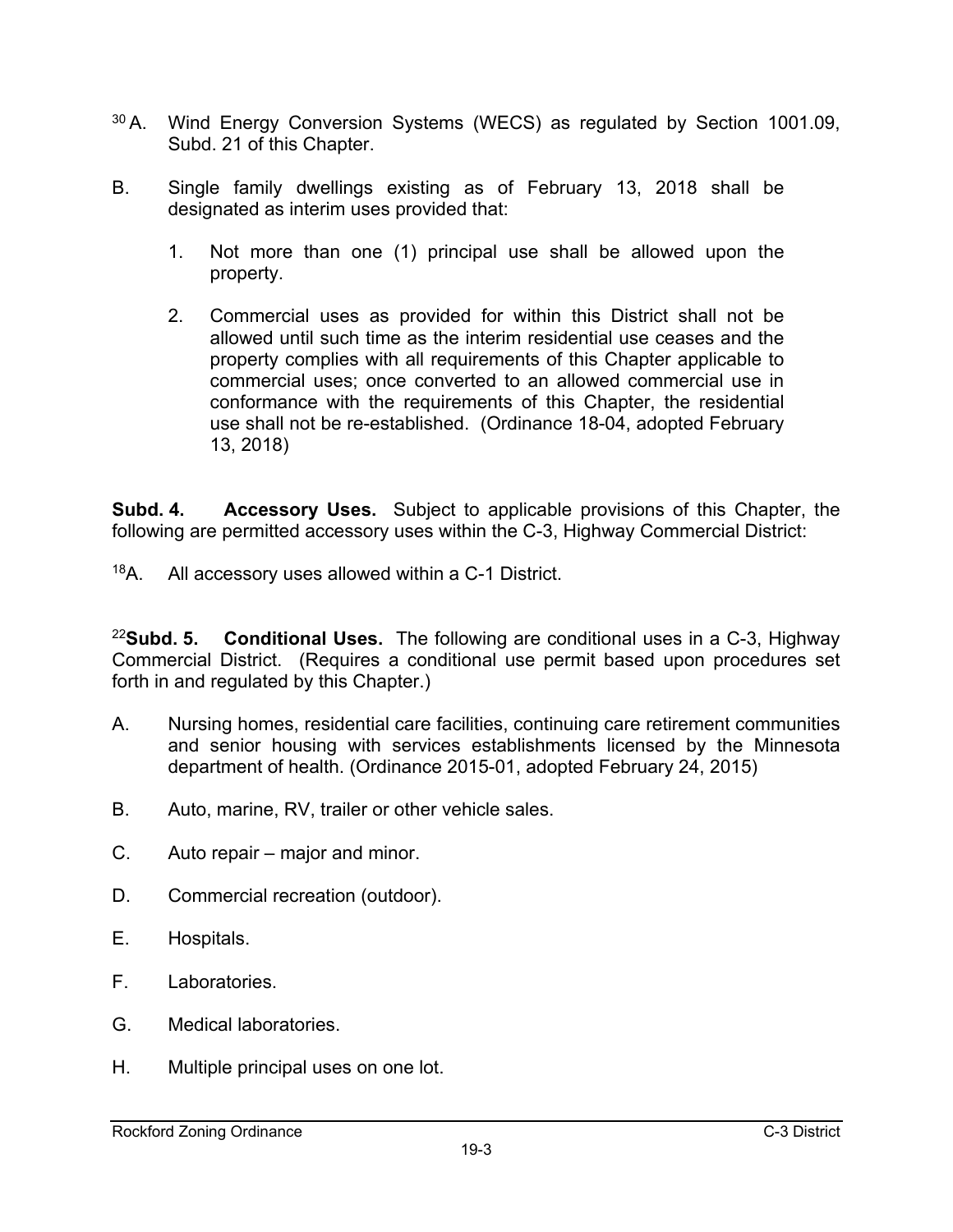[30] A. Wind Energy Conversion Systems (WECS) as regulated by Section 1001.09, Subd. 21 of this Chapter.

B. Single family dwellings existing as of February 13, 2018 shall be designated as interim uses provided that:

1. Not more than one (1) principal use shall be allowed upon the property.

2. Commercial uses as provided for within this District shall not be allowed until such time as the interim residential use ceases and the property complies with all requirements of this Chapter applicable to commercial uses; once converted to an allowed commercial use in conformance with the requirements of this Chapter, the residential use shall not be re-established. (Ordinance 18-04, adopted February 13, 2018)

**Subd. 4. Accessory Uses.** Subject to applicable provisions of this Chapter, the following are permitted accessory uses within the C-3, Highway Commercial District:

[18]A. All accessory uses allowed within a C-1 District.

[22]**Subd. 5. Conditional Uses.** The following are conditional uses in a C-3, Highway Commercial District. (Requires a conditional use permit based upon procedures set forth in and regulated by this Chapter.)

A. Nursing homes, residential care facilities, continuing care retirement communities and senior housing with services establishments licensed by the Minnesota department of health. (Ordinance 2015-01, adopted February 24, 2015)

B. Auto, marine, RV, trailer or other vehicle sales.

C. Auto repair – major and minor.

D. Commercial recreation (outdoor).

E. Hospitals.

F. Laboratories.

G. Medical laboratories.

H. Multiple principal uses on one lot.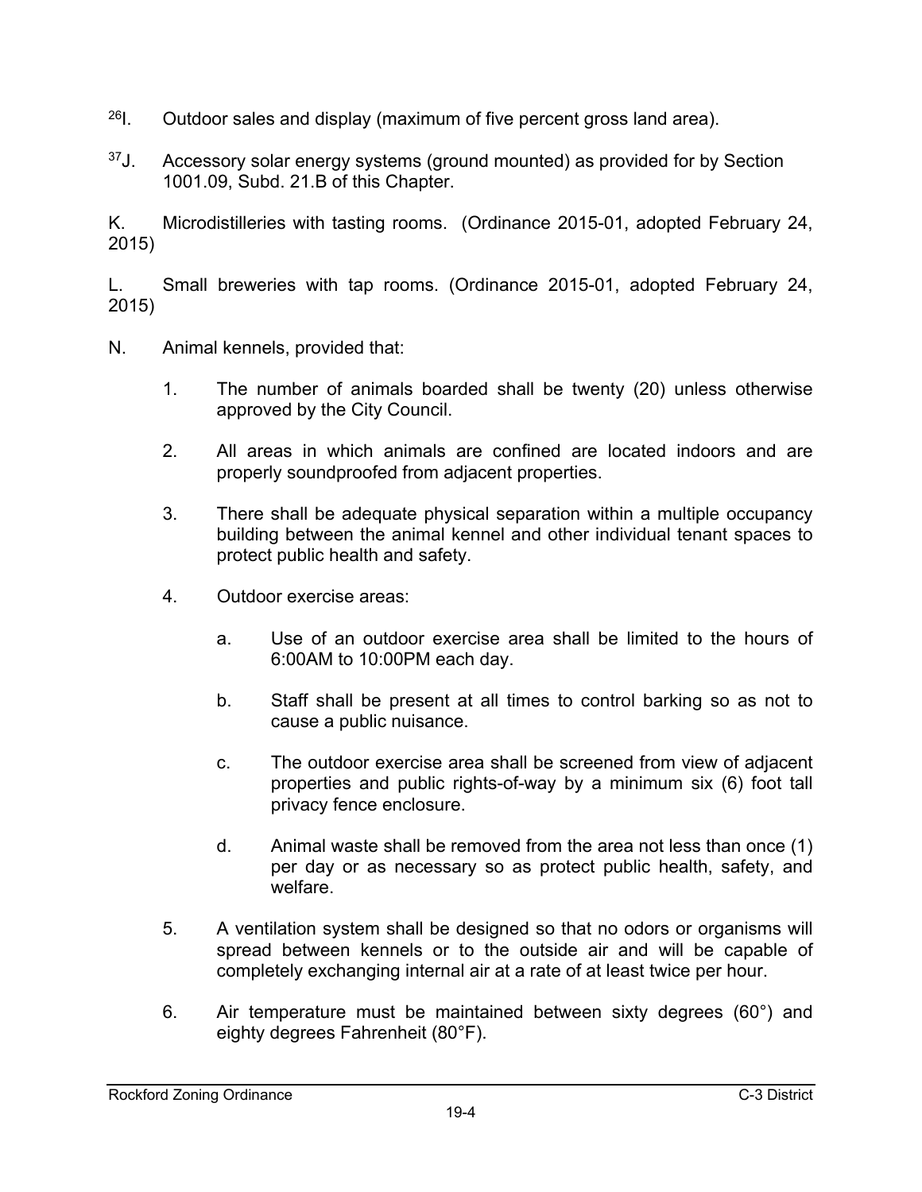[26]I. Outdoor sales and display (maximum of five percent gross land area).

[37]J. Accessory solar energy systems (ground mounted) as provided for by Section 1001.09, Subd. 21.B of this Chapter.

K. Microdistilleries with tasting rooms. (Ordinance 2015-01, adopted February 24, 2015)

L. Small breweries with tap rooms. (Ordinance 2015-01, adopted February 24, 2015)

N. Animal kennels, provided that:

1. The number of animals boarded shall be twenty (20) unless otherwise approved by the City Council.

2. All areas in which animals are confined are located indoors and are properly soundproofed from adjacent properties.

3. There shall be adequate physical separation within a multiple occupancy building between the animal kennel and other individual tenant spaces to protect public health and safety.

4. Outdoor exercise areas:

    a. Use of an outdoor exercise area shall be limited to the hours of 6:00AM to 10:00PM each day.

    b. Staff shall be present at all times to control barking so as not to cause a public nuisance.

    c. The outdoor exercise area shall be screened from view of adjacent properties and public rights-of-way by a minimum six (6) foot tall privacy fence enclosure.

    d. Animal waste shall be removed from the area not less than once (1) per day or as necessary so as protect public health, safety, and welfare.

5. A ventilation system shall be designed so that no odors or organisms will spread between kennels or to the outside air and will be capable of completely exchanging internal air at a rate of at least twice per hour.

6. Air temperature must be maintained between sixty degrees (60°) and eighty degrees Fahrenheit (80°F).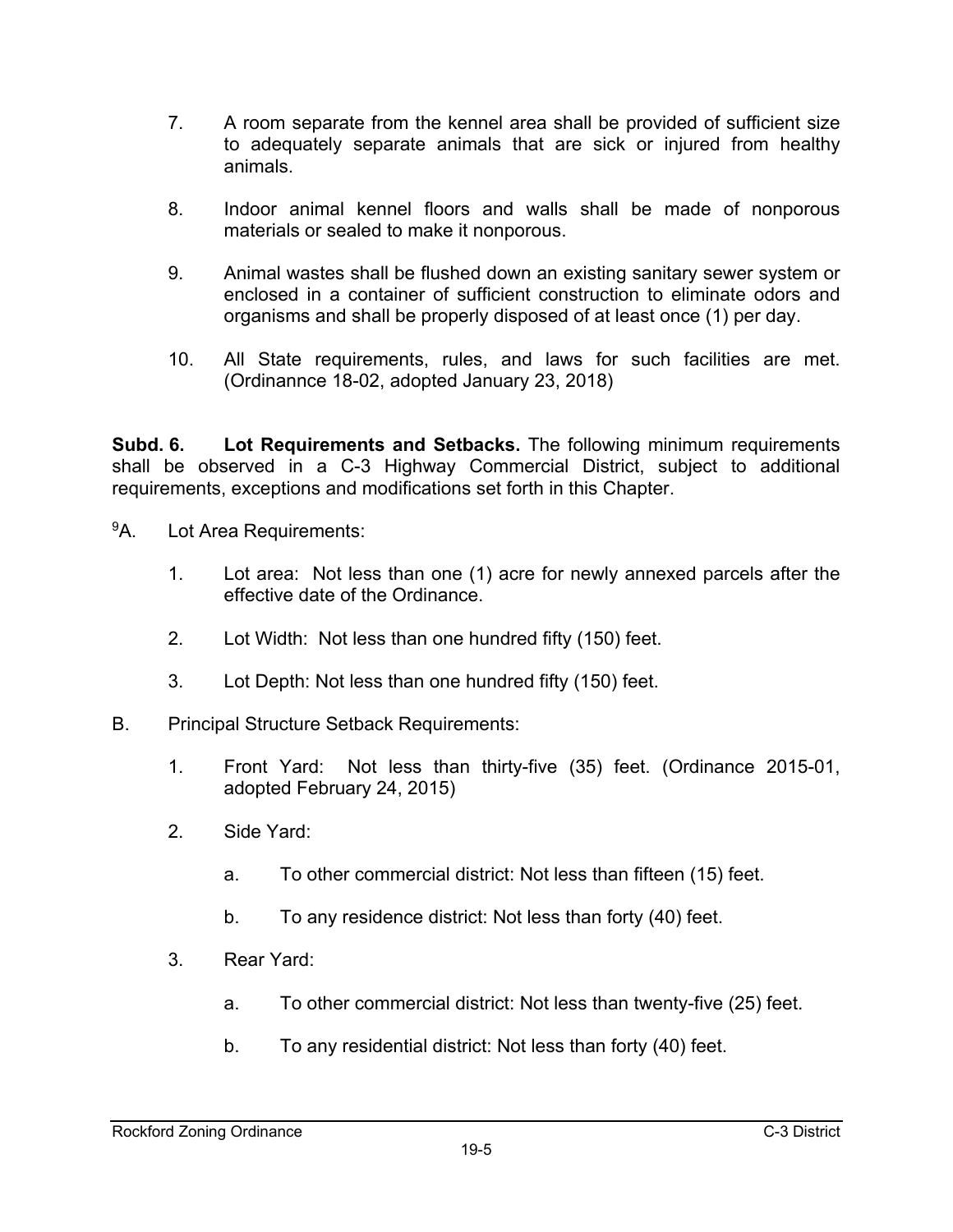7. A room separate from the kennel area shall be provided of sufficient size to adequately separate animals that are sick or injured from healthy animals.

8. Indoor animal kennel floors and walls shall be made of nonporous materials or sealed to make it nonporous.

9. Animal wastes shall be flushed down an existing sanitary sewer system or enclosed in a container of sufficient construction to eliminate odors and organisms and shall be properly disposed of at least once (1) per day.

10. All State requirements, rules, and laws for such facilities are met. (Ordinannce 18-02, adopted January 23, 2018)

**Subd. 6. Lot Requirements and Setbacks.** The following minimum requirements shall be observed in a C-3 Highway Commercial District, subject to additional requirements, exceptions and modifications set forth in this Chapter.

[9]A. Lot Area Requirements:

1. Lot area: Not less than one (1) acre for newly annexed parcels after the effective date of the Ordinance.

2. Lot Width: Not less than one hundred fifty (150) feet.

3. Lot Depth: Not less than one hundred fifty (150) feet.

B. Principal Structure Setback Requirements:

1. Front Yard: Not less than thirty-five (35) feet. (Ordinance 2015-01, adopted February 24, 2015)

2. Side Yard:

   a. To other commercial district: Not less than fifteen (15) feet.

   b. To any residence district: Not less than forty (40) feet.

3. Rear Yard:

   a. To other commercial district: Not less than twenty-five (25) feet.

   b. To any residential district: Not less than forty (40) feet.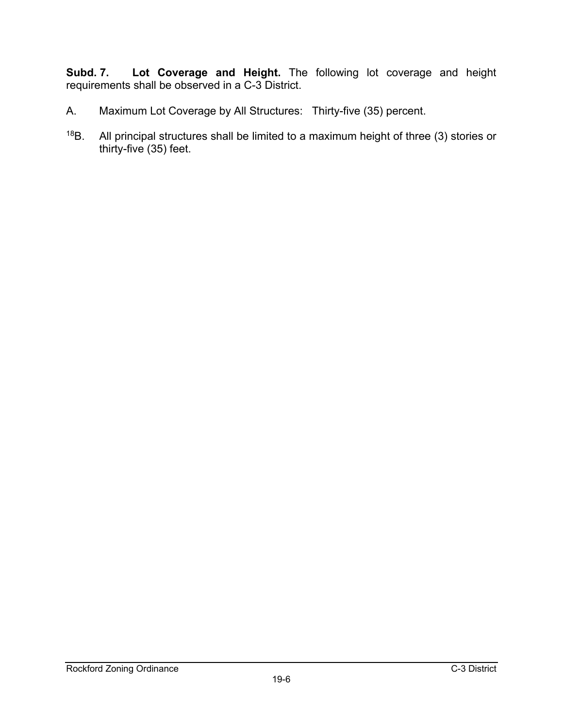**Subd. 7. Lot Coverage and Height.** The following lot coverage and height requirements shall be observed in a C-3 District.

A. Maximum Lot Coverage by All Structures: Thirty-five (35) percent.

[18]B. All principal structures shall be limited to a maximum height of three (3) stories or thirty-five (35) feet.